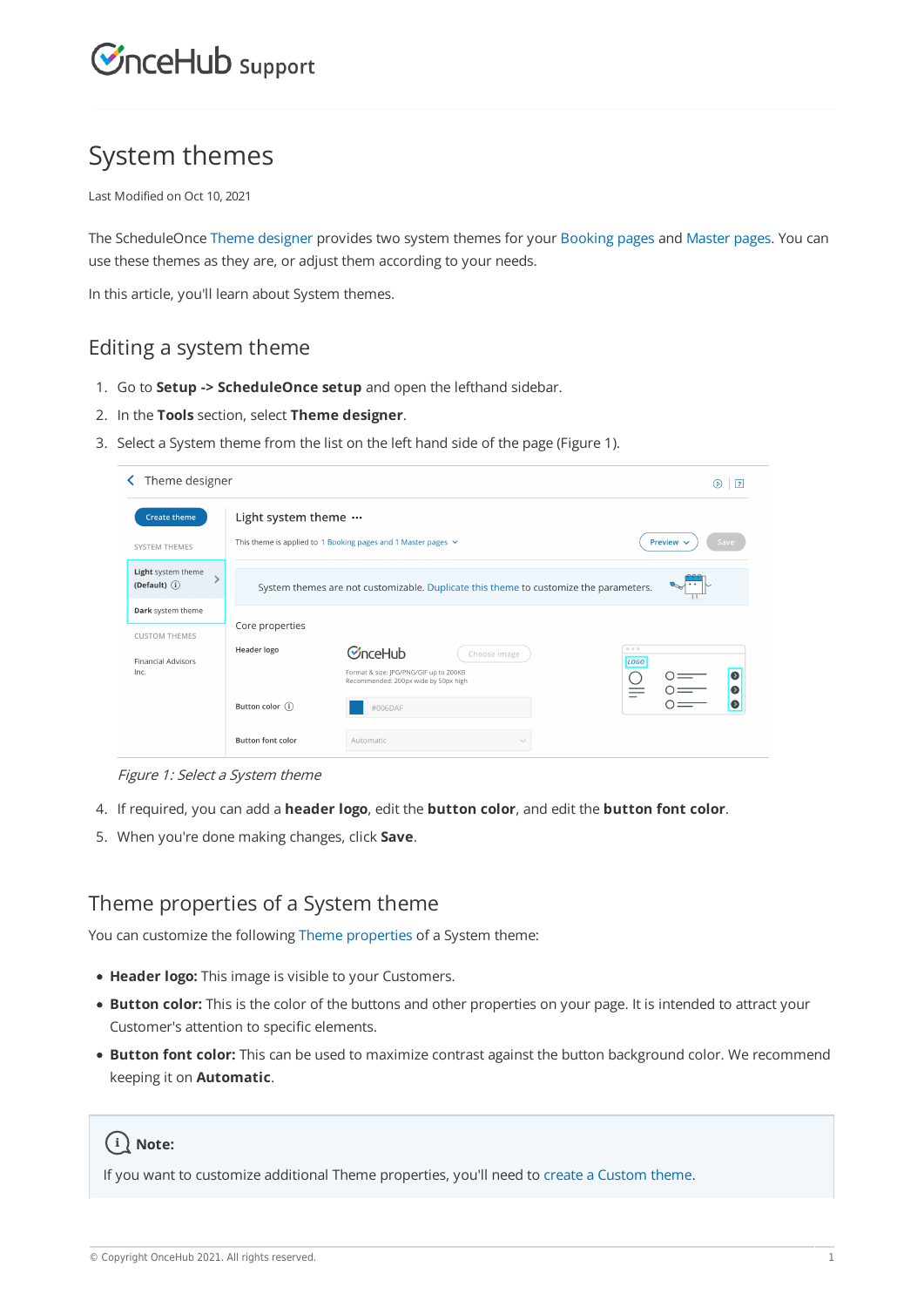# System themes

Last Modified on Oct 10, 2021

The ScheduleOnce Theme designer provides two system themes for your Booking pages and Master pages. You can use these themes as they are, or adjust them according to your needs.

In this article, you'll learn about System themes.

## Editing a system theme

1. Go to **Setup -> ScheduleOnce setup** and open the lefthand sidebar.
2. In the **Tools** section, select **Theme designer**.
3. Select a System theme from the list on the left hand side of the page (Figure 1).

*Figure 1: Select a System theme*

4. If required, you can add a **header logo**, edit the **button color**, and edit the **button font color**.
5. When you're done making changes, click **Save**.

## Theme properties of a System theme

You can customize the following Theme properties of a System theme:

- **Header logo:** This image is visible to your Customers.
- **Button color:** This is the color of the buttons and other properties on your page. It is intended to attract your Customer's attention to specific elements.
- **Button font color:** This can be used to maximize contrast against the button background color. We recommend keeping it on **Automatic**.

**Note:**

If you want to customize additional Theme properties, you'll need to create a Custom theme.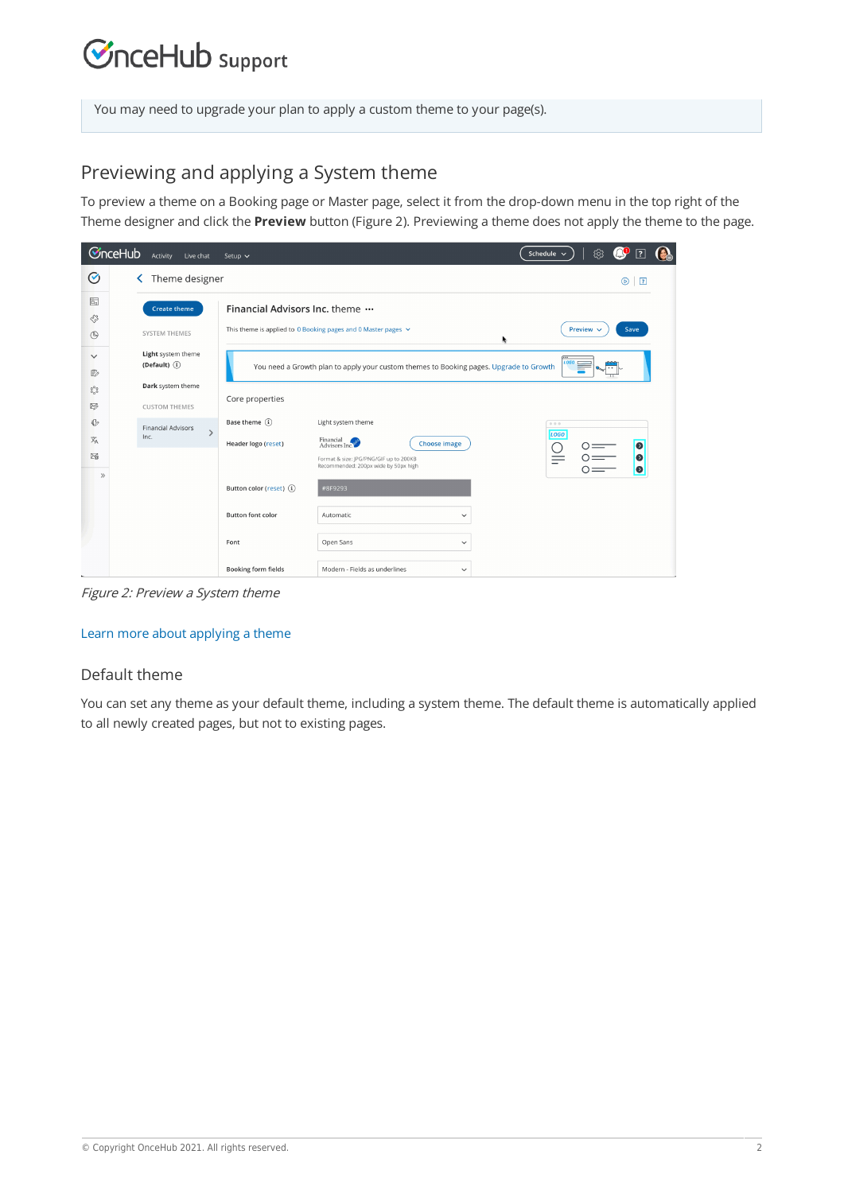You may need to upgrade your plan to apply a custom theme to your page(s).

## Previewing and applying a System theme

To preview a theme on a Booking page or Master page, select it from the drop-down menu in the top right of the Theme designer and click the **Preview** button (Figure 2). Previewing a theme does not apply the theme to the page.

*Figure 2: Preview a System theme*

Learn more about applying a theme

### Default theme

You can set any theme as your default theme, including a system theme. The default theme is automatically applied to all newly created pages, but not to existing pages.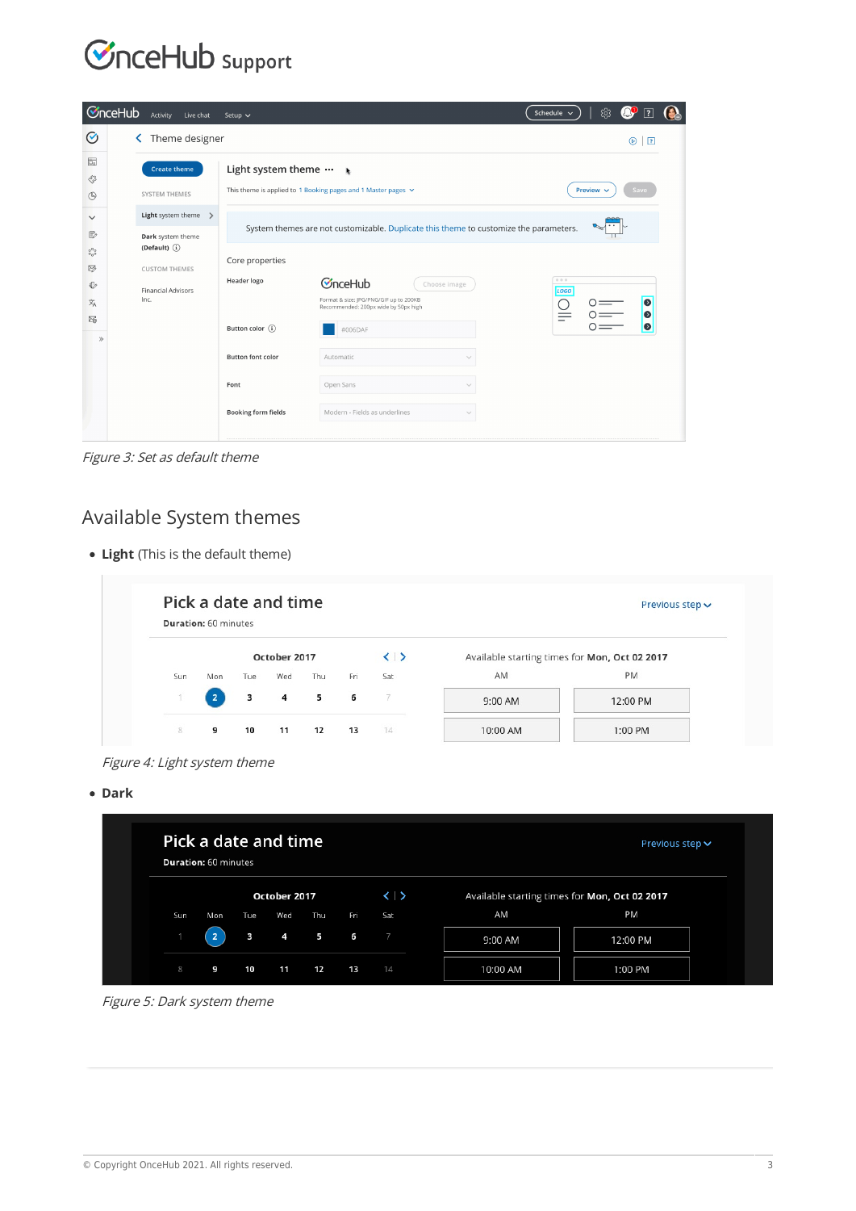Figure 3: Set as default theme

## Available System themes

- **Light** (This is the default theme)

Figure 4: Light system theme

- **Dark**

Figure 5: Dark system theme